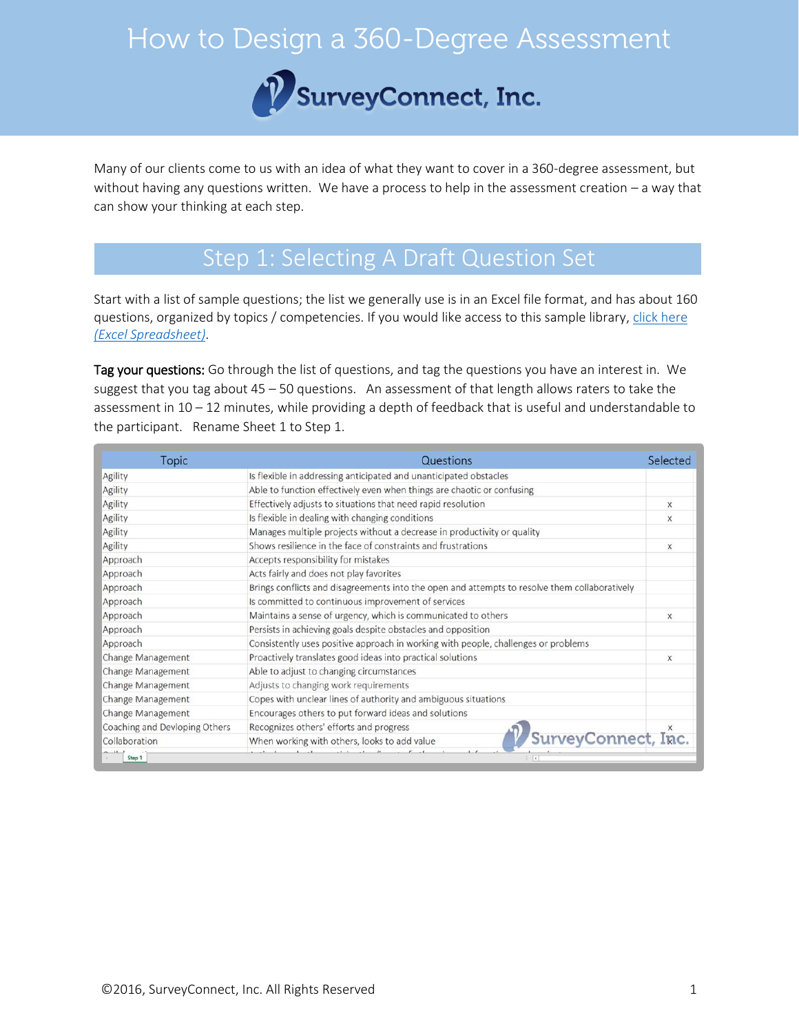# How to Design a 360-Degree Assessment

SurveyConnect, Inc.

Many of our clients come to us with an idea of what they want to cover in a 360-degree assessment, but without having any questions written. We have a process to help in the assessment creation – a way that can show your thinking at each step.

## Step 1: Selecting A Draft Question Set

Start with a list of sample questions; the list we generally use is in an Excel file format, and has about 160 questions, organized by topics / competencies. If you would like access to this sample library, [click here (Excel Spreadsheet)]().

**Tag your questions:** Go through the list of questions, and tag the questions you have an interest in. We suggest that you tag about 45 – 50 questions. An assessment of that length allows raters to take the assessment in 10 – 12 minutes, while providing a depth of feedback that is useful and understandable to the participant. Rename Sheet 1 to Step 1.

| Topic | Questions | Selected |
|---|---|---|
| Agility | Is flexible in addressing anticipated and unanticipated obstacles | |
| Agility | Able to function effectively even when things are chaotic or confusing | |
| Agility | Effectively adjusts to situations that need rapid resolution | x |
| Agility | Is flexible in dealing with changing conditions | x |
| Agility | Manages multiple projects without a decrease in productivity or quality | |
| Agility | Shows resilience in the face of constraints and frustrations | x |
| Approach | Accepts responsibility for mistakes | |
| Approach | Acts fairly and does not play favorites | |
| Approach | Brings conflicts and disagreements into the open and attempts to resolve them collaboratively | |
| Approach | Is committed to continuous improvement of services | |
| Approach | Maintains a sense of urgency, which is communicated to others | x |
| Approach | Persists in achieving goals despite obstacles and opposition | |
| Approach | Consistently uses positive approach in working with people, challenges or problems | |
| Change Management | Proactively translates good ideas into practical solutions | x |
| Change Management | Able to adjust to changing circumstances | |
| Change Management | Adjusts to changing work requirements | |
| Change Management | Copes with unclear lines of authority and ambiguous situations | |
| Change Management | Encourages others to put forward ideas and solutions | |
| Coaching and Devloping Others | Recognizes others' efforts and progress | x |
| Collaboration | When working with others, looks to add value | x |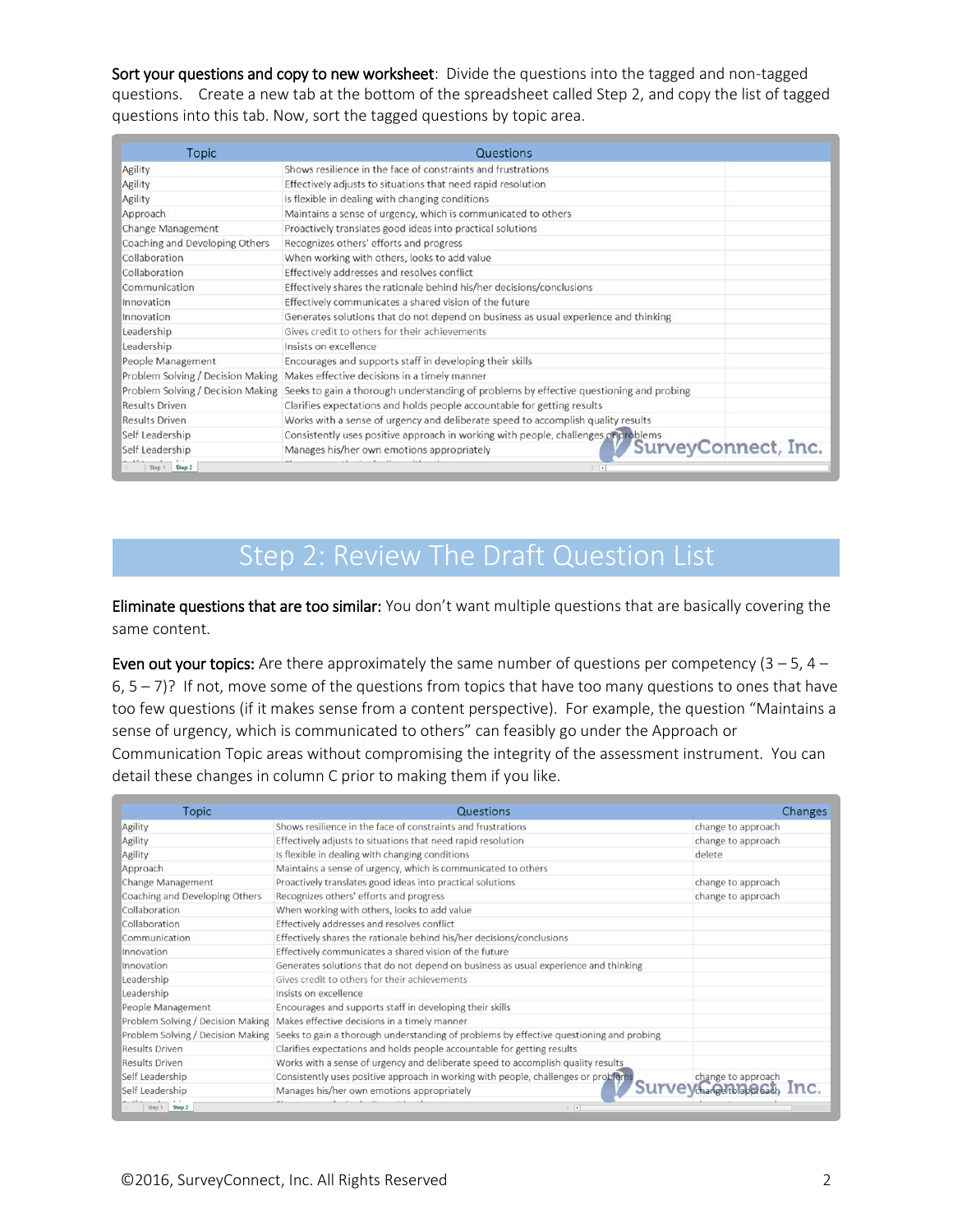**Sort your questions and copy to new worksheet**: Divide the questions into the tagged and non-tagged questions. Create a new tab at the bottom of the spreadsheet called Step 2, and copy the list of tagged questions into this tab. Now, sort the tagged questions by topic area.

| Topic | Questions |
|---|---|
| Agility | Shows resilience in the face of constraints and frustrations |
| Agility | Effectively adjusts to situations that need rapid resolution |
| Agility | Is flexible in dealing with changing conditions |
| Approach | Maintains a sense of urgency, which is communicated to others |
| Change Management | Proactively translates good ideas into practical solutions |
| Coaching and Developing Others | Recognizes others' efforts and progress |
| Collaboration | When working with others, looks to add value |
| Collaboration | Effectively addresses and resolves conflict |
| Communication | Effectively shares the rationale behind his/her decisions/conclusions |
| Innovation | Effectively communicates a shared vision of the future |
| Innovation | Generates solutions that do not depend on business as usual experience and thinking |
| Leadership | Gives credit to others for their achievements |
| Leadership | Insists on excellence |
| People Management | Encourages and supports staff in developing their skills |
| Problem Solving / Decision Making | Makes effective decisions in a timely manner |
| Problem Solving / Decision Making | Seeks to gain a thorough understanding of problems by effective questioning and probing |
| Results Driven | Clarifies expectations and holds people accountable for getting results |
| Results Driven | Works with a sense of urgency and deliberate speed to accomplish quality results |
| Self Leadership | Consistently uses positive approach in working with people, challenges or problems |
| Self Leadership | Manages his/her own emotions appropriately |

## Step 2: Review The Draft Question List

**Eliminate questions that are too similar:** You don't want multiple questions that are basically covering the same content.

**Even out your topics:** Are there approximately the same number of questions per competency (3 – 5, 4 – 6, 5 – 7)? If not, move some of the questions from topics that have too many questions to ones that have too few questions (if it makes sense from a content perspective). For example, the question "Maintains a sense of urgency, which is communicated to others" can feasibly go under the Approach or Communication Topic areas without compromising the integrity of the assessment instrument. You can detail these changes in column C prior to making them if you like.

| Topic | Questions | Changes |
|---|---|---|
| Agility | Shows resilience in the face of constraints and frustrations | change to approach |
| Agility | Effectively adjusts to situations that need rapid resolution | change to approach |
| Agility | Is flexible in dealing with changing conditions | delete |
| Approach | Maintains a sense of urgency, which is communicated to others | |
| Change Management | Proactively translates good ideas into practical solutions | change to approach |
| Coaching and Developing Others | Recognizes others' efforts and progress | change to approach |
| Collaboration | When working with others, looks to add value | |
| Collaboration | Effectively addresses and resolves conflict | |
| Communication | Effectively shares the rationale behind his/her decisions/conclusions | |
| Innovation | Effectively communicates a shared vision of the future | |
| Innovation | Generates solutions that do not depend on business as usual experience and thinking | |
| Leadership | Gives credit to others for their achievements | |
| Leadership | Insists on excellence | |
| People Management | Encourages and supports staff in developing their skills | |
| Problem Solving / Decision Making | Makes effective decisions in a timely manner | |
| Problem Solving / Decision Making | Seeks to gain a thorough understanding of problems by effective questioning and probing | |
| Results Driven | Clarifies expectations and holds people accountable for getting results | |
| Results Driven | Works with a sense of urgency and deliberate speed to accomplish quality results | |
| Self Leadership | Consistently uses positive approach in working with people, challenges or problems | change to approach |
| Self Leadership | Manages his/her own emotions appropriately | change to approach |

©2016, SurveyConnect, Inc. All Rights Reserved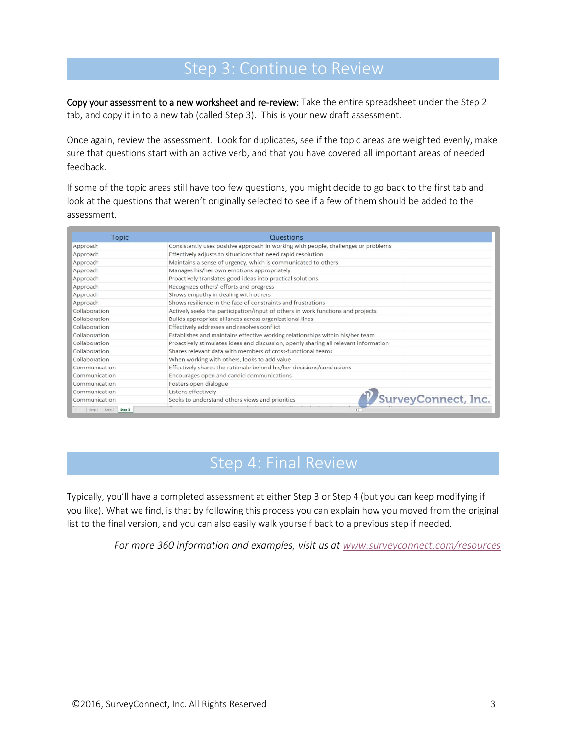## Step 3: Continue to Review

**Copy your assessment to a new worksheet and re-review:** Take the entire spreadsheet under the Step 2 tab, and copy it in to a new tab (called Step 3). This is your new draft assessment.

Once again, review the assessment. Look for duplicates, see if the topic areas are weighted evenly, make sure that questions start with an active verb, and that you have covered all important areas of needed feedback.

If some of the topic areas still have too few questions, you might decide to go back to the first tab and look at the questions that weren't originally selected to see if a few of them should be added to the assessment.

| Topic | Questions |
|---|---|
| Approach | Consistently uses positive approach in working with people, challenges or problems |
| Approach | Effectively adjusts to situations that need rapid resolution |
| Approach | Maintains a sense of urgency, which is communicated to others |
| Approach | Manages his/her own emotions appropriately |
| Approach | Proactively translates good ideas into practical solutions |
| Approach | Recognizes others' efforts and progress |
| Approach | Shows empathy in dealing with others |
| Approach | Shows resilience in the face of constraints and frustrations |
| Collaboration | Actively seeks the participation/input of others in work functions and projects |
| Collaboration | Builds appropriate alliances across organizational lines |
| Collaboration | Effectively addresses and resolves conflict |
| Collaboration | Establishes and maintains effective working relationships within his/her team |
| Collaboration | Proactively stimulates ideas and discussion, openly sharing all relevant information |
| Collaboration | Shares relevant data with members of cross-functional teams |
| Collaboration | When working with others, looks to add value |
| Communication | Effectively shares the rationale behind his/her decisions/conclusions |
| Communication | Encourages open and candid communications |
| Communication | Fosters open dialogue |
| Communication | Listens effectively |
| Communication | Seeks to understand others views and priorities |

## Step 4: Final Review

Typically, you'll have a completed assessment at either Step 3 or Step 4 (but you can keep modifying if you like). What we find, is that by following this process you can explain how you moved from the original list to the final version, and you can also easily walk yourself back to a previous step if needed.

*For more 360 information and examples, visit us at [www.surveyconnect.com/resources](www.surveyconnect.com/resources)*

©2016, SurveyConnect, Inc. All Rights Reserved